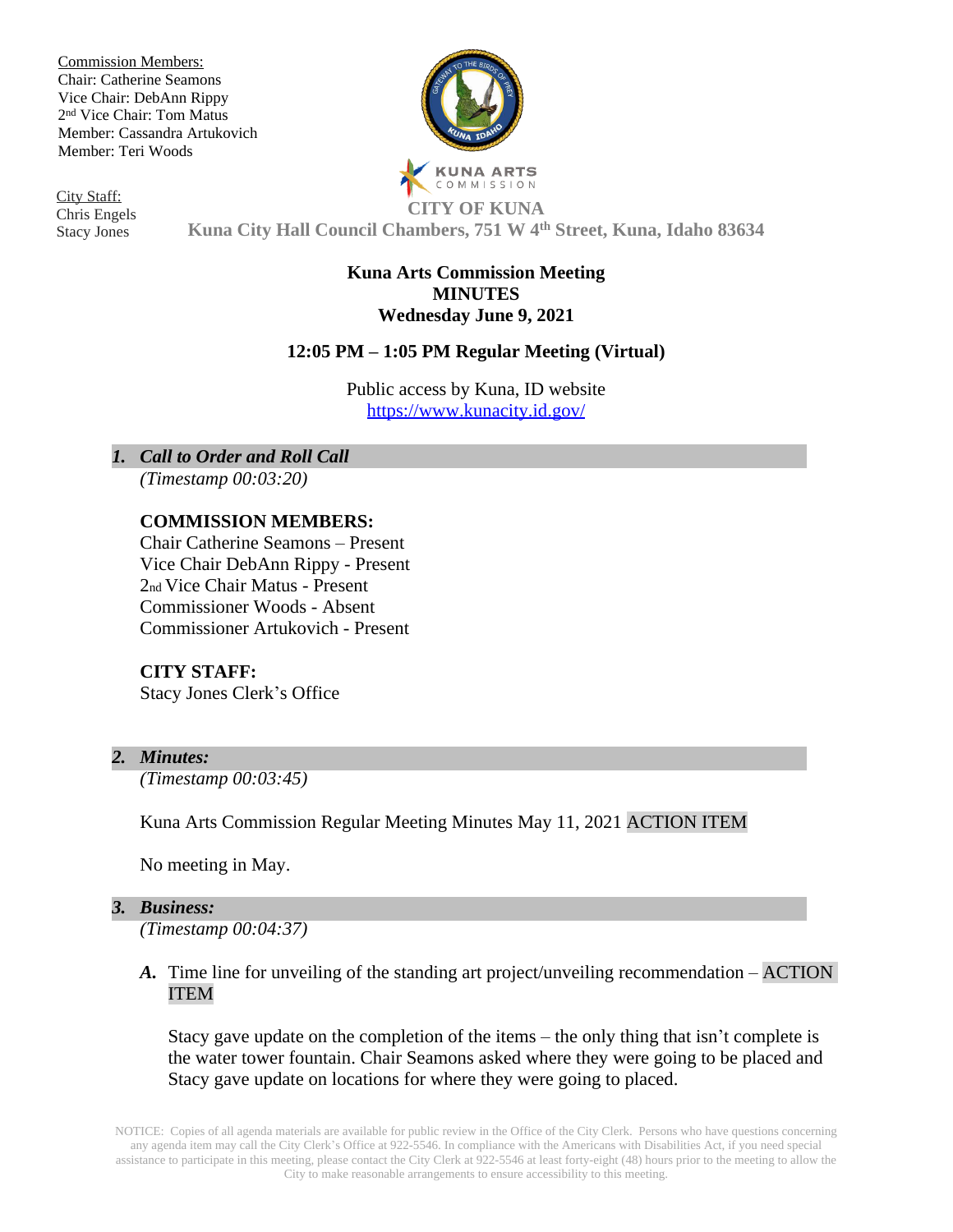Commission Members:
Chair: Catherine Seamons
Vice Chair: DebAnn Rippy
2nd Vice Chair: Tom Matus
Member: Cassandra Artukovich
Member: Teri Woods

City Staff:
Chris Engels
Stacy Jones

KUNA ARTS COMMISSION

**CITY OF KUNA**
**Kuna City Hall Council Chambers, 751 W 4th Street, Kuna, Idaho 83634**

**Kuna Arts Commission Meeting**
**MINUTES**
**Wednesday June 9, 2021**

**12:05 PM – 1:05 PM Regular Meeting (Virtual)**

Public access by Kuna, ID website
https://www.kunacity.id.gov/

## 1. *Call to Order and Roll Call*

*(Timestamp 00:03:20)*

**COMMISSION MEMBERS:**
Chair Catherine Seamons – Present
Vice Chair DebAnn Rippy - Present
2nd Vice Chair Matus - Present
Commissioner Woods - Absent
Commissioner Artukovich - Present

**CITY STAFF:**
Stacy Jones Clerk's Office

## 2. *Minutes:*

*(Timestamp 00:03:45)*

Kuna Arts Commission Regular Meeting Minutes May 11, 2021 ACTION ITEM

No meeting in May.

## 3. *Business:*

*(Timestamp 00:04:37)*

***A.*** Time line for unveiling of the standing art project/unveiling recommendation – ACTION ITEM

Stacy gave update on the completion of the items – the only thing that isn't complete is the water tower fountain. Chair Seamons asked where they were going to be placed and Stacy gave update on locations for where they were going to placed.

NOTICE: Copies of all agenda materials are available for public review in the Office of the City Clerk. Persons who have questions concerning any agenda item may call the City Clerk's Office at 922-5546. In compliance with the Americans with Disabilities Act, if you need special assistance to participate in this meeting, please contact the City Clerk at 922-5546 at least forty-eight (48) hours prior to the meeting to allow the City to make reasonable arrangements to ensure accessibility to this meeting.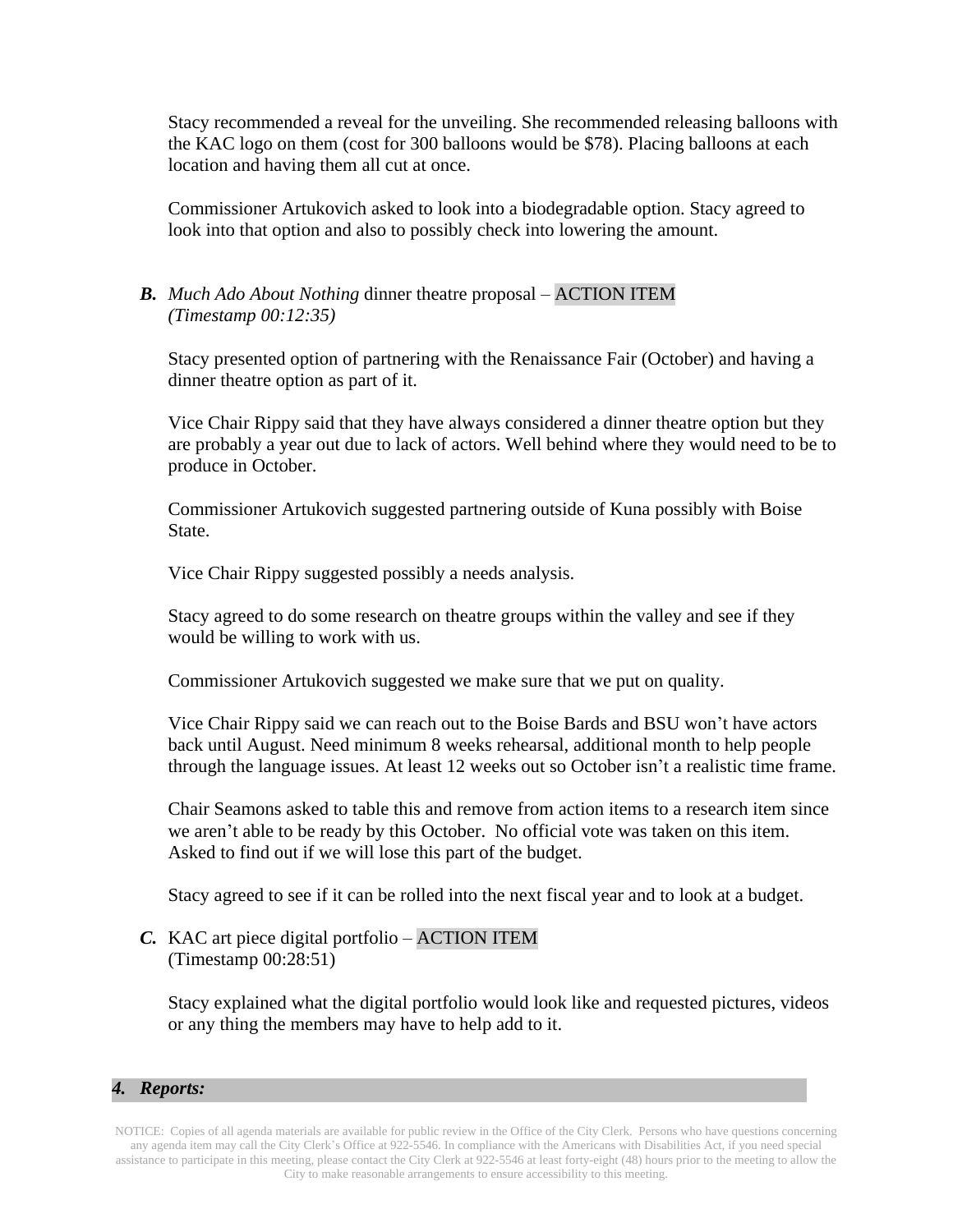Stacy recommended a reveal for the unveiling. She recommended releasing balloons with the KAC logo on them (cost for 300 balloons would be $78). Placing balloons at each location and having them all cut at once.

Commissioner Artukovich asked to look into a biodegradable option. Stacy agreed to look into that option and also to possibly check into lowering the amount.

***B.*** *Much Ado About Nothing* dinner theatre proposal – ACTION ITEM
*(Timestamp 00:12:35)*

Stacy presented option of partnering with the Renaissance Fair (October) and having a dinner theatre option as part of it.

Vice Chair Rippy said that they have always considered a dinner theatre option but they are probably a year out due to lack of actors. Well behind where they would need to be to produce in October.

Commissioner Artukovich suggested partnering outside of Kuna possibly with Boise State.

Vice Chair Rippy suggested possibly a needs analysis.

Stacy agreed to do some research on theatre groups within the valley and see if they would be willing to work with us.

Commissioner Artukovich suggested we make sure that we put on quality.

Vice Chair Rippy said we can reach out to the Boise Bards and BSU won't have actors back until August. Need minimum 8 weeks rehearsal, additional month to help people through the language issues. At least 12 weeks out so October isn't a realistic time frame.

Chair Seamons asked to table this and remove from action items to a research item since we aren't able to be ready by this October. No official vote was taken on this item. Asked to find out if we will lose this part of the budget.

Stacy agreed to see if it can be rolled into the next fiscal year and to look at a budget.

***C.*** KAC art piece digital portfolio – ACTION ITEM
(Timestamp 00:28:51)

Stacy explained what the digital portfolio would look like and requested pictures, videos or any thing the members may have to help add to it.

### *4. Reports:*

NOTICE: Copies of all agenda materials are available for public review in the Office of the City Clerk. Persons who have questions concerning any agenda item may call the City Clerk's Office at 922-5546. In compliance with the Americans with Disabilities Act, if you need special assistance to participate in this meeting, please contact the City Clerk at 922-5546 at least forty-eight (48) hours prior to the meeting to allow the City to make reasonable arrangements to ensure accessibility to this meeting.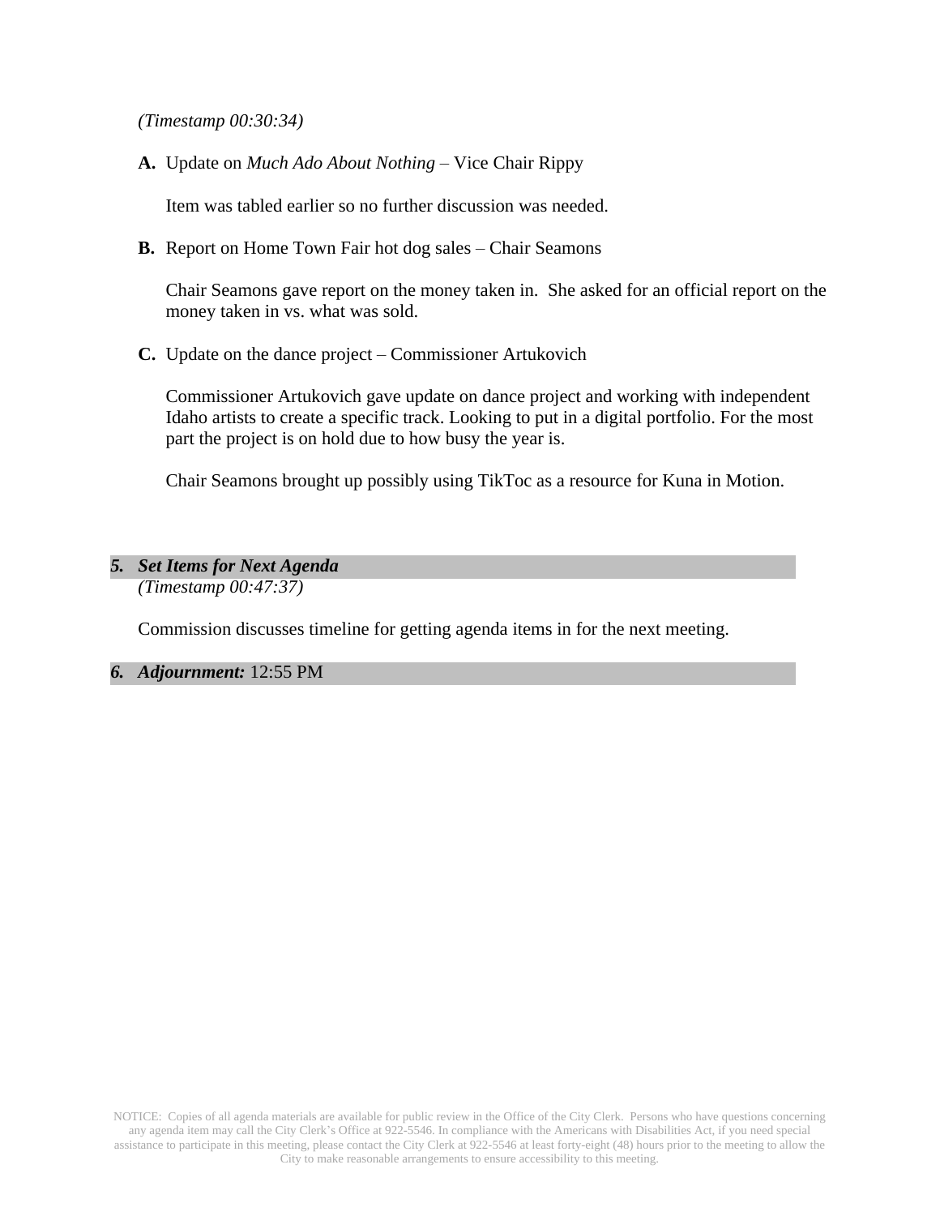*(Timestamp 00:30:34)*

**A.** Update on *Much Ado About Nothing* – Vice Chair Rippy

Item was tabled earlier so no further discussion was needed.

**B.** Report on Home Town Fair hot dog sales – Chair Seamons

Chair Seamons gave report on the money taken in. She asked for an official report on the money taken in vs. what was sold.

**C.** Update on the dance project – Commissioner Artukovich

Commissioner Artukovich gave update on dance project and working with independent Idaho artists to create a specific track. Looking to put in a digital portfolio. For the most part the project is on hold due to how busy the year is.

Chair Seamons brought up possibly using TikToc as a resource for Kuna in Motion.

## *5. Set Items for Next Agenda*

*(Timestamp 00:47:37)*

Commission discusses timeline for getting agenda items in for the next meeting.

## *6. Adjournment:* 12:55 PM

NOTICE: Copies of all agenda materials are available for public review in the Office of the City Clerk. Persons who have questions concerning any agenda item may call the City Clerk's Office at 922-5546. In compliance with the Americans with Disabilities Act, if you need special assistance to participate in this meeting, please contact the City Clerk at 922-5546 at least forty-eight (48) hours prior to the meeting to allow the City to make reasonable arrangements to ensure accessibility to this meeting.